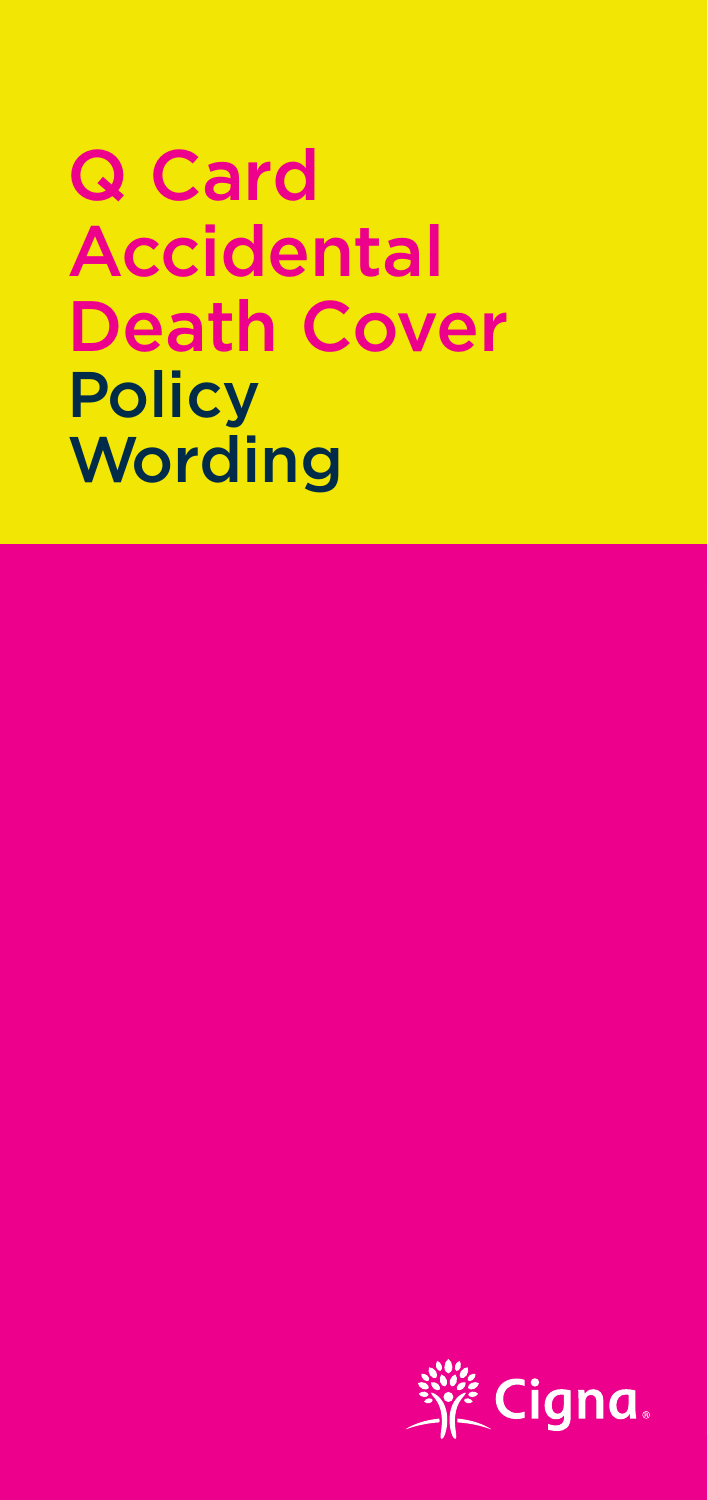# Q Card Accidental Death Cover Policy Wording

Cigna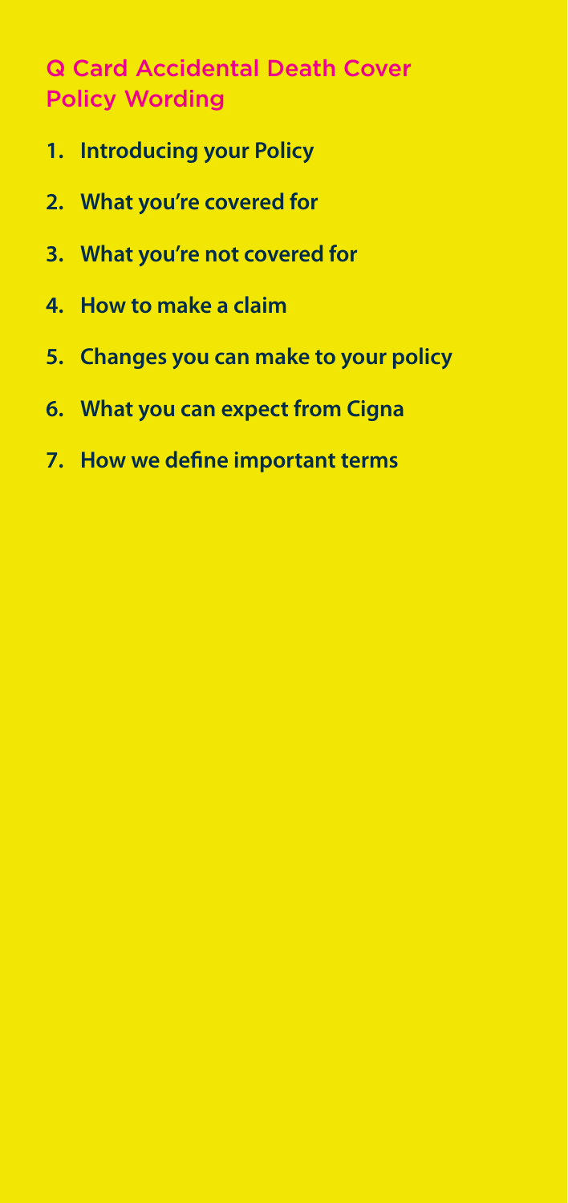# Q Card Accidental Death Cover Policy Wording

1. **Introducing your Policy**
2. **What you're covered for**
3. **What you're not covered for**
4. **How to make a claim**
5. **Changes you can make to your policy**
6. **What you can expect from Cigna**
7. **How we define important terms**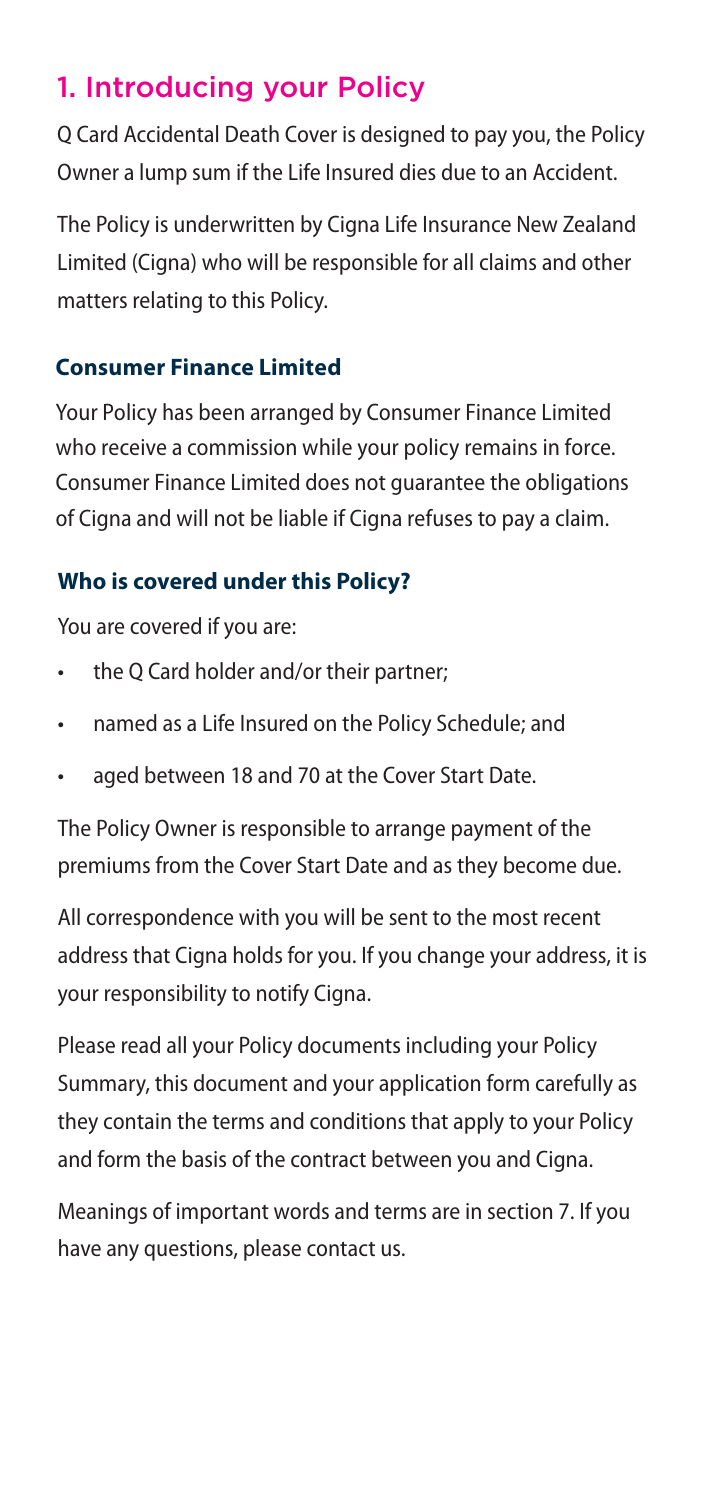## 1. Introducing your Policy

Q Card Accidental Death Cover is designed to pay you, the Policy Owner a lump sum if the Life Insured dies due to an Accident.

The Policy is underwritten by Cigna Life Insurance New Zealand Limited (Cigna) who will be responsible for all claims and other matters relating to this Policy.

### Consumer Finance Limited

Your Policy has been arranged by Consumer Finance Limited who receive a commission while your policy remains in force. Consumer Finance Limited does not guarantee the obligations of Cigna and will not be liable if Cigna refuses to pay a claim.

### Who is covered under this Policy?

You are covered if you are:

- the Q Card holder and/or their partner;
- named as a Life Insured on the Policy Schedule; and
- aged between 18 and 70 at the Cover Start Date.

The Policy Owner is responsible to arrange payment of the premiums from the Cover Start Date and as they become due.

All correspondence with you will be sent to the most recent address that Cigna holds for you. If you change your address, it is your responsibility to notify Cigna.

Please read all your Policy documents including your Policy Summary, this document and your application form carefully as they contain the terms and conditions that apply to your Policy and form the basis of the contract between you and Cigna.

Meanings of important words and terms are in section 7. If you have any questions, please contact us.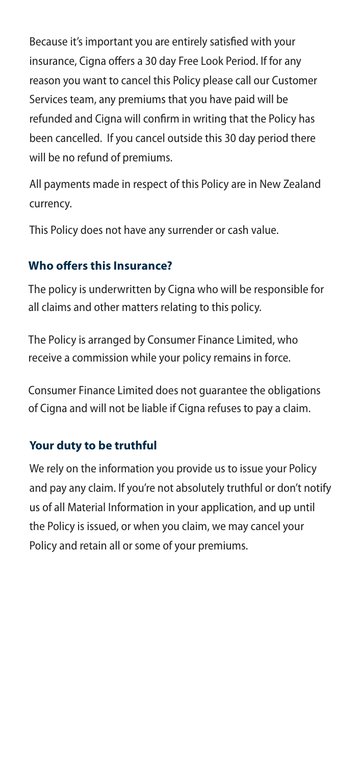Because it's important you are entirely satisfied with your insurance, Cigna offers a 30 day Free Look Period. If for any reason you want to cancel this Policy please call our Customer Services team, any premiums that you have paid will be refunded and Cigna will confirm in writing that the Policy has been cancelled. If you cancel outside this 30 day period there will be no refund of premiums.

All payments made in respect of this Policy are in New Zealand currency.

This Policy does not have any surrender or cash value.

### Who offers this Insurance?

The policy is underwritten by Cigna who will be responsible for all claims and other matters relating to this policy.

The Policy is arranged by Consumer Finance Limited, who receive a commission while your policy remains in force.

Consumer Finance Limited does not guarantee the obligations of Cigna and will not be liable if Cigna refuses to pay a claim.

### Your duty to be truthful

We rely on the information you provide us to issue your Policy and pay any claim. If you're not absolutely truthful or don't notify us of all Material Information in your application, and up until the Policy is issued, or when you claim, we may cancel your Policy and retain all or some of your premiums.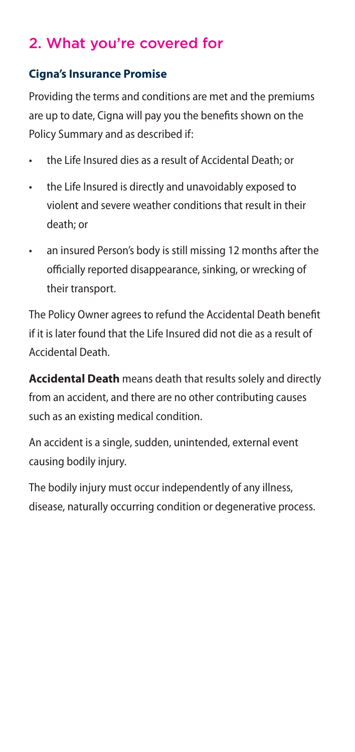## 2. What you're covered for

### Cigna's Insurance Promise

Providing the terms and conditions are met and the premiums are up to date, Cigna will pay you the benefits shown on the Policy Summary and as described if:

- the Life Insured dies as a result of Accidental Death; or
- the Life Insured is directly and unavoidably exposed to violent and severe weather conditions that result in their death; or
- an insured Person's body is still missing 12 months after the officially reported disappearance, sinking, or wrecking of their transport.

The Policy Owner agrees to refund the Accidental Death benefit if it is later found that the Life Insured did not die as a result of Accidental Death.

**Accidental Death** means death that results solely and directly from an accident, and there are no other contributing causes such as an existing medical condition.

An accident is a single, sudden, unintended, external event causing bodily injury.

The bodily injury must occur independently of any illness, disease, naturally occurring condition or degenerative process.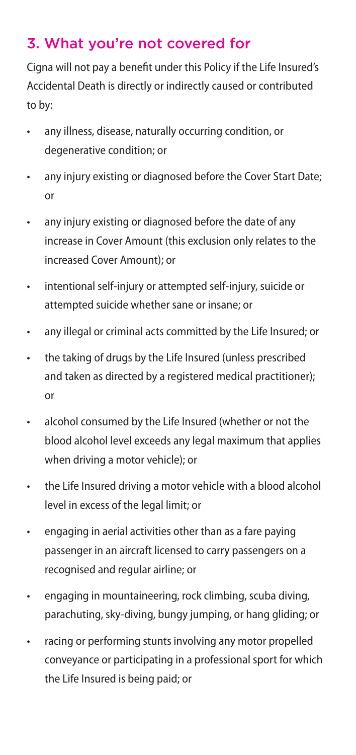## 3. What you're not covered for

Cigna will not pay a benefit under this Policy if the Life Insured's Accidental Death is directly or indirectly caused or contributed to by:

- any illness, disease, naturally occurring condition, or degenerative condition; or
- any injury existing or diagnosed before the Cover Start Date; or
- any injury existing or diagnosed before the date of any increase in Cover Amount (this exclusion only relates to the increased Cover Amount); or
- intentional self-injury or attempted self-injury, suicide or attempted suicide whether sane or insane; or
- any illegal or criminal acts committed by the Life Insured; or
- the taking of drugs by the Life Insured (unless prescribed and taken as directed by a registered medical practitioner); or
- alcohol consumed by the Life Insured (whether or not the blood alcohol level exceeds any legal maximum that applies when driving a motor vehicle); or
- the Life Insured driving a motor vehicle with a blood alcohol level in excess of the legal limit; or
- engaging in aerial activities other than as a fare paying passenger in an aircraft licensed to carry passengers on a recognised and regular airline; or
- engaging in mountaineering, rock climbing, scuba diving, parachuting, sky-diving, bungy jumping, or hang gliding; or
- racing or performing stunts involving any motor propelled conveyance or participating in a professional sport for which the Life Insured is being paid; or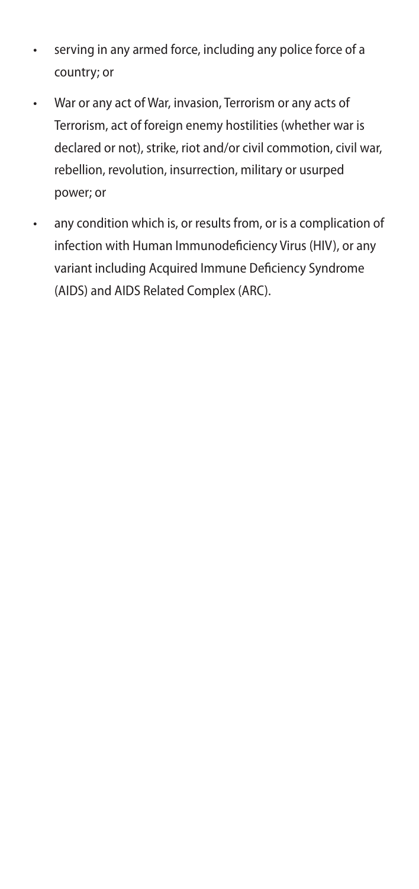- serving in any armed force, including any police force of a country; or
- War or any act of War, invasion, Terrorism or any acts of Terrorism, act of foreign enemy hostilities (whether war is declared or not), strike, riot and/or civil commotion, civil war, rebellion, revolution, insurrection, military or usurped power; or
- any condition which is, or results from, or is a complication of infection with Human Immunodeficiency Virus (HIV), or any variant including Acquired Immune Deficiency Syndrome (AIDS) and AIDS Related Complex (ARC).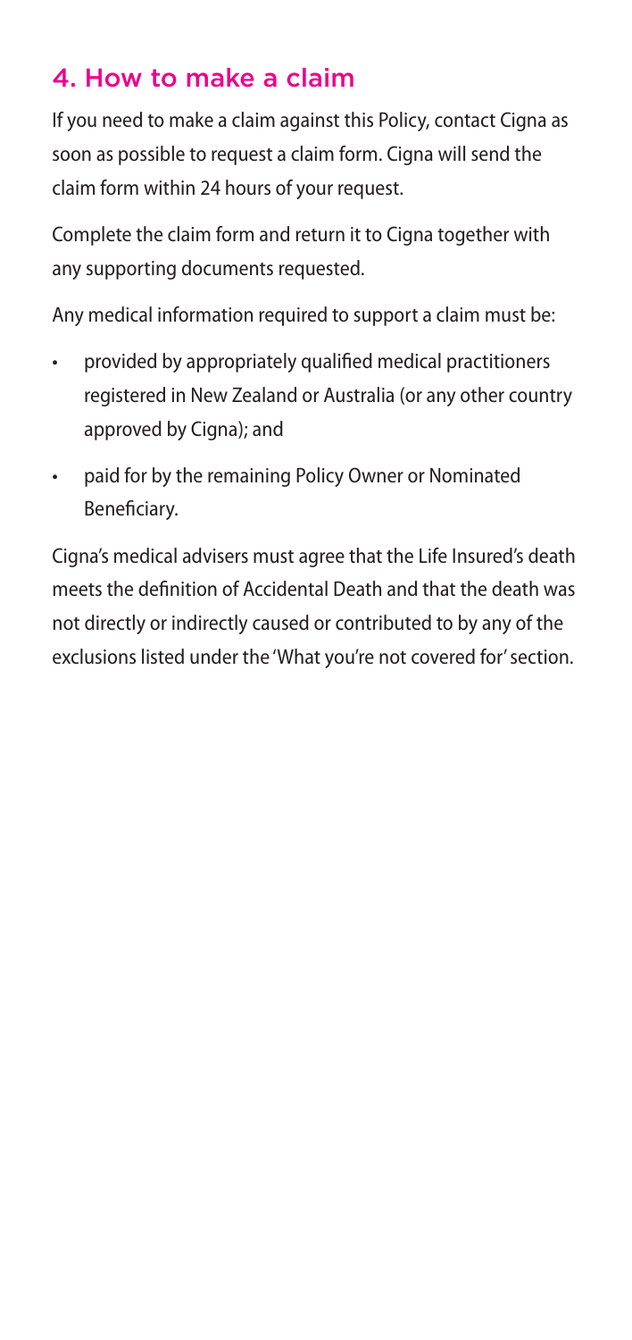## 4. How to make a claim

If you need to make a claim against this Policy, contact Cigna as soon as possible to request a claim form. Cigna will send the claim form within 24 hours of your request.

Complete the claim form and return it to Cigna together with any supporting documents requested.

Any medical information required to support a claim must be:

- provided by appropriately qualified medical practitioners registered in New Zealand or Australia (or any other country approved by Cigna); and
- paid for by the remaining Policy Owner or Nominated Beneficiary.

Cigna's medical advisers must agree that the Life Insured's death meets the definition of Accidental Death and that the death was not directly or indirectly caused or contributed to by any of the exclusions listed under the 'What you're not covered for' section.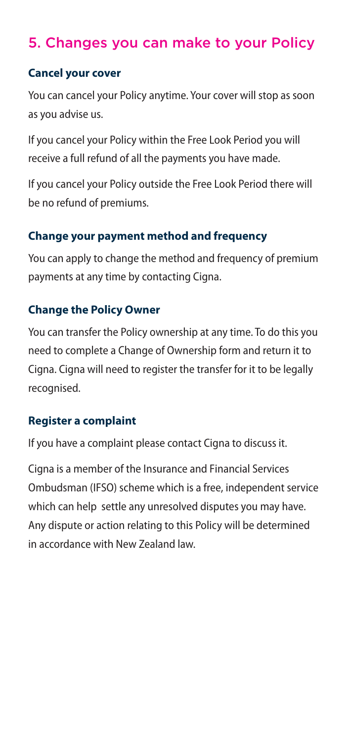## 5. Changes you can make to your Policy

### Cancel your cover

You can cancel your Policy anytime. Your cover will stop as soon as you advise us.

If you cancel your Policy within the Free Look Period you will receive a full refund of all the payments you have made.

If you cancel your Policy outside the Free Look Period there will be no refund of premiums.

### Change your payment method and frequency

You can apply to change the method and frequency of premium payments at any time by contacting Cigna.

### Change the Policy Owner

You can transfer the Policy ownership at any time. To do this you need to complete a Change of Ownership form and return it to Cigna. Cigna will need to register the transfer for it to be legally recognised.

### Register a complaint

If you have a complaint please contact Cigna to discuss it.

Cigna is a member of the Insurance and Financial Services Ombudsman (IFSO) scheme which is a free, independent service which can help settle any unresolved disputes you may have. Any dispute or action relating to this Policy will be determined in accordance with New Zealand law.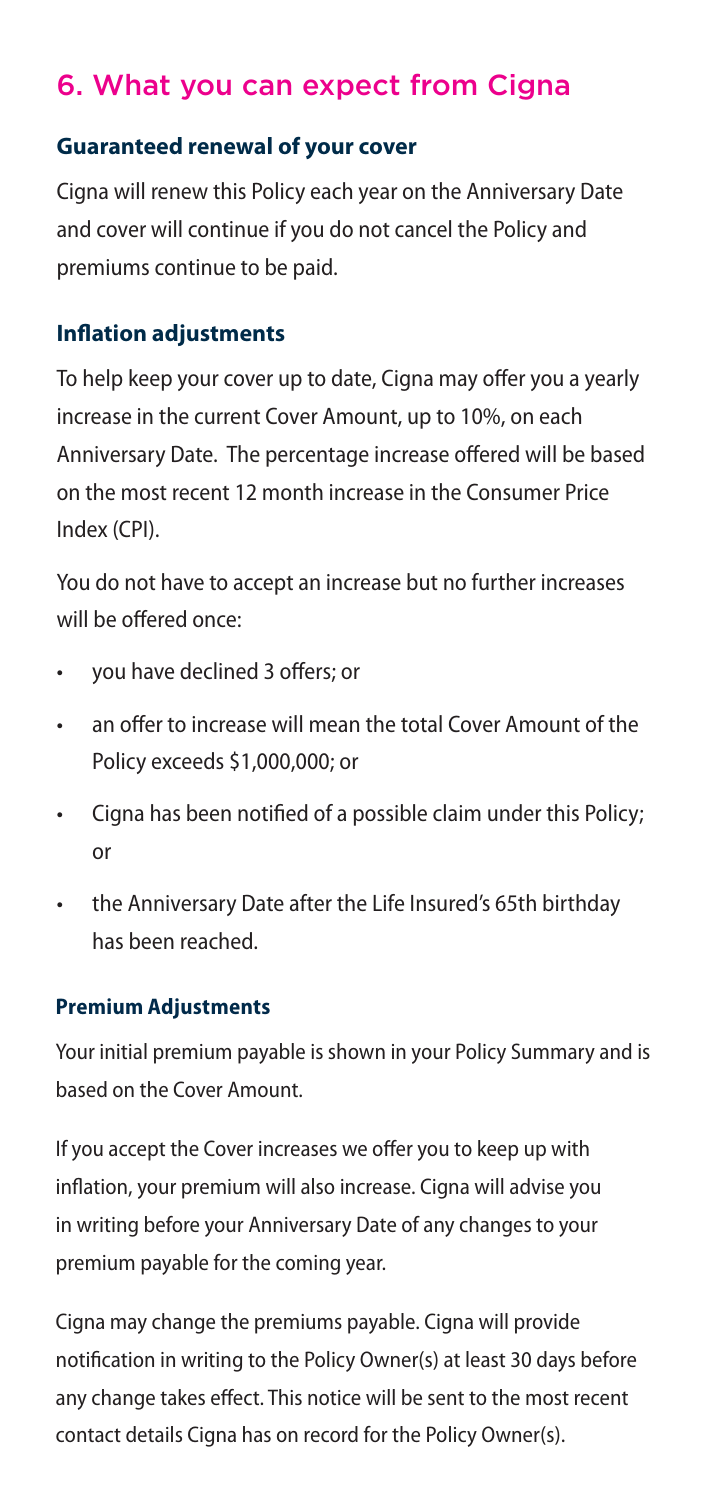## 6. What you can expect from Cigna

### Guaranteed renewal of your cover

Cigna will renew this Policy each year on the Anniversary Date and cover will continue if you do not cancel the Policy and premiums continue to be paid.

### Inflation adjustments

To help keep your cover up to date, Cigna may offer you a yearly increase in the current Cover Amount, up to 10%, on each Anniversary Date. The percentage increase offered will be based on the most recent 12 month increase in the Consumer Price Index (CPI).

You do not have to accept an increase but no further increases will be offered once:

- you have declined 3 offers; or
- an offer to increase will mean the total Cover Amount of the Policy exceeds $1,000,000; or
- Cigna has been notified of a possible claim under this Policy; or
- the Anniversary Date after the Life Insured's 65th birthday has been reached.

### Premium Adjustments

Your initial premium payable is shown in your Policy Summary and is based on the Cover Amount.

If you accept the Cover increases we offer you to keep up with inflation, your premium will also increase. Cigna will advise you in writing before your Anniversary Date of any changes to your premium payable for the coming year.

Cigna may change the premiums payable. Cigna will provide notification in writing to the Policy Owner(s) at least 30 days before any change takes effect. This notice will be sent to the most recent contact details Cigna has on record for the Policy Owner(s).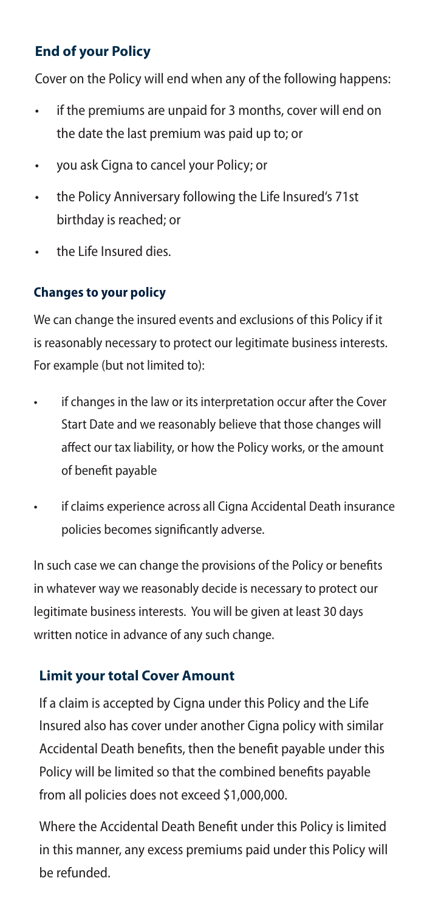## End of your Policy

Cover on the Policy will end when any of the following happens:

- if the premiums are unpaid for 3 months, cover will end on the date the last premium was paid up to; or
- you ask Cigna to cancel your Policy; or
- the Policy Anniversary following the Life Insured's 71st birthday is reached; or
- the Life Insured dies.

### Changes to your policy

We can change the insured events and exclusions of this Policy if it is reasonably necessary to protect our legitimate business interests. For example (but not limited to):

- if changes in the law or its interpretation occur after the Cover Start Date and we reasonably believe that those changes will affect our tax liability, or how the Policy works, or the amount of benefit payable
- if claims experience across all Cigna Accidental Death insurance policies becomes significantly adverse.

In such case we can change the provisions of the Policy or benefits in whatever way we reasonably decide is necessary to protect our legitimate business interests. You will be given at least 30 days written notice in advance of any such change.

## Limit your total Cover Amount

If a claim is accepted by Cigna under this Policy and the Life Insured also has cover under another Cigna policy with similar Accidental Death benefits, then the benefit payable under this Policy will be limited so that the combined benefits payable from all policies does not exceed $1,000,000.

Where the Accidental Death Benefit under this Policy is limited in this manner, any excess premiums paid under this Policy will be refunded.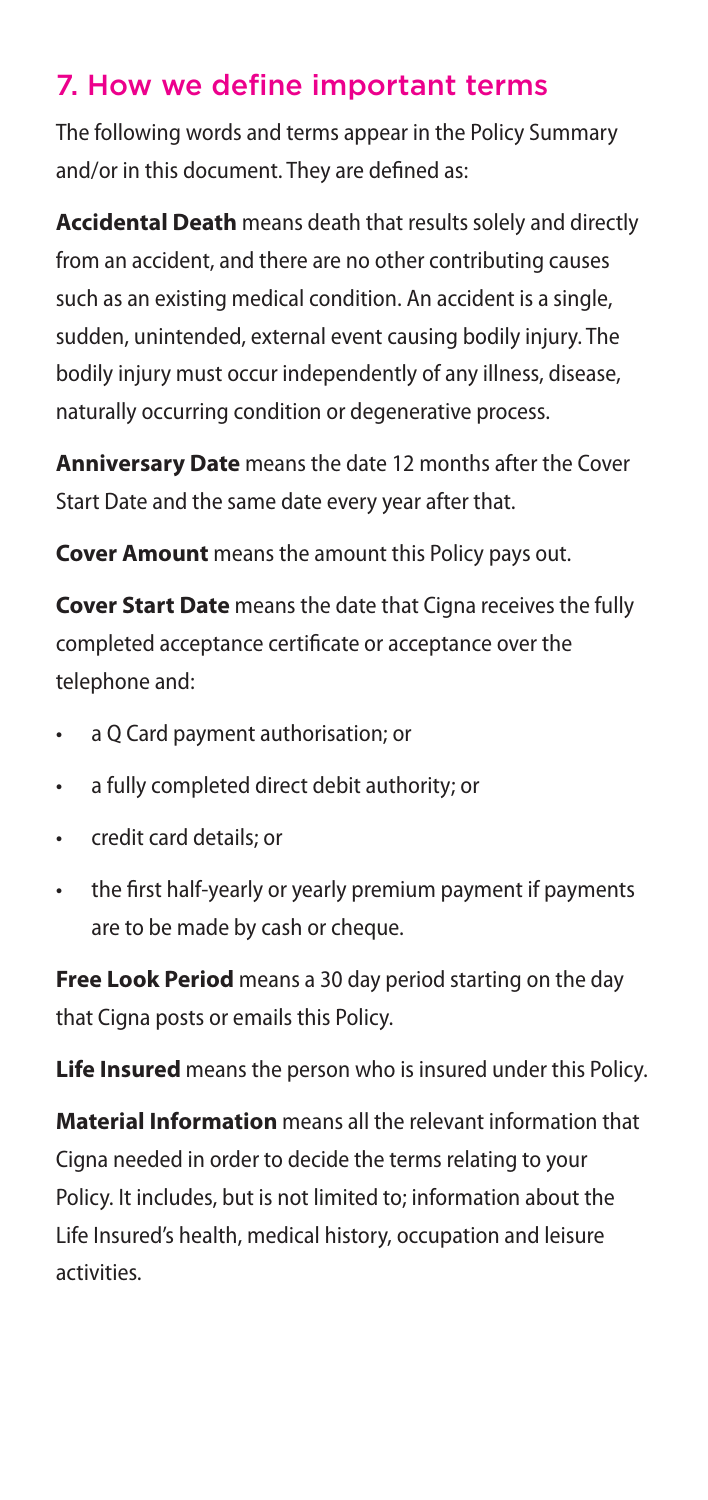## 7. How we define important terms

The following words and terms appear in the Policy Summary and/or in this document. They are defined as:

**Accidental Death** means death that results solely and directly from an accident, and there are no other contributing causes such as an existing medical condition. An accident is a single, sudden, unintended, external event causing bodily injury. The bodily injury must occur independently of any illness, disease, naturally occurring condition or degenerative process.

**Anniversary Date** means the date 12 months after the Cover Start Date and the same date every year after that.

**Cover Amount** means the amount this Policy pays out.

**Cover Start Date** means the date that Cigna receives the fully completed acceptance certificate or acceptance over the telephone and:

- a Q Card payment authorisation; or
- a fully completed direct debit authority; or
- credit card details; or
- the first half-yearly or yearly premium payment if payments are to be made by cash or cheque.

**Free Look Period** means a 30 day period starting on the day that Cigna posts or emails this Policy.

**Life Insured** means the person who is insured under this Policy.

**Material Information** means all the relevant information that Cigna needed in order to decide the terms relating to your Policy. It includes, but is not limited to; information about the Life Insured's health, medical history, occupation and leisure activities.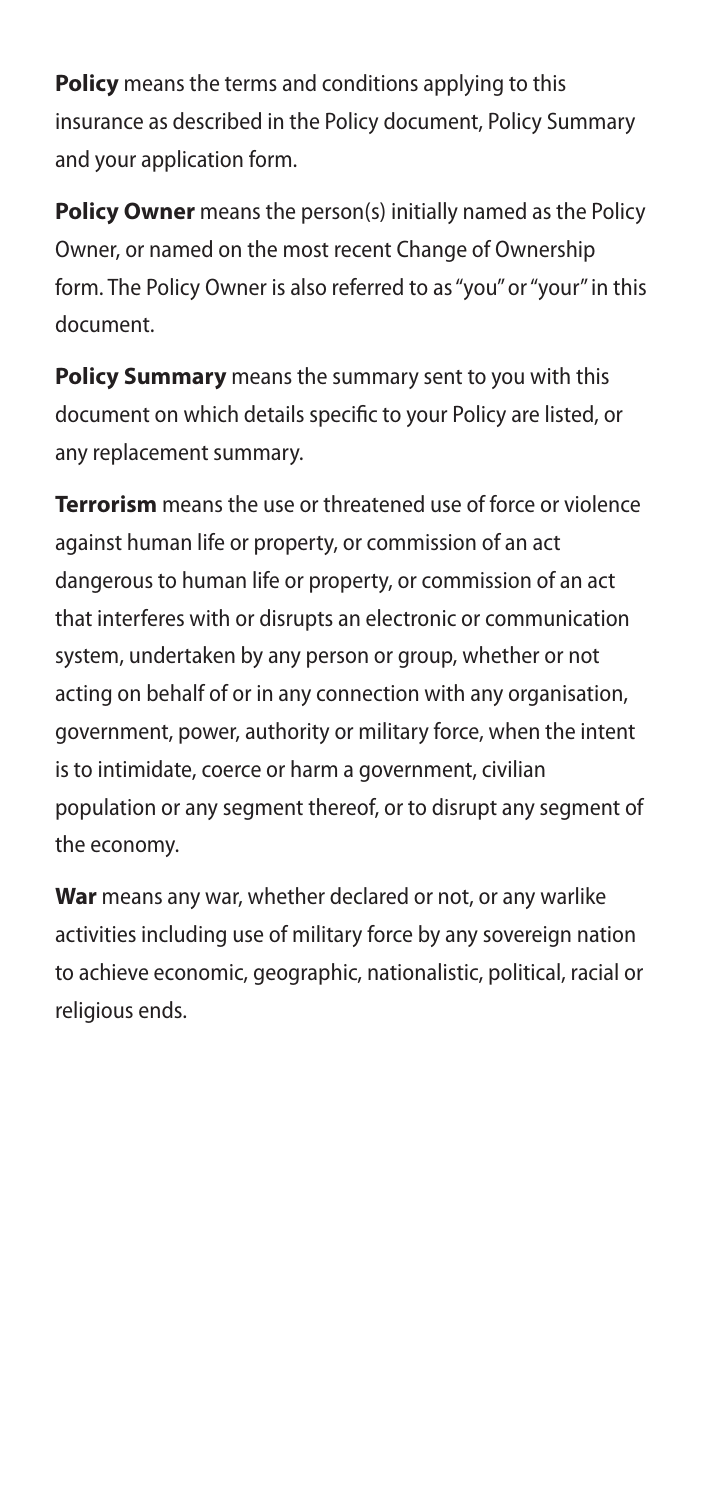**Policy** means the terms and conditions applying to this insurance as described in the Policy document, Policy Summary and your application form.

**Policy Owner** means the person(s) initially named as the Policy Owner, or named on the most recent Change of Ownership form. The Policy Owner is also referred to as "you" or "your" in this document.

**Policy Summary** means the summary sent to you with this document on which details specific to your Policy are listed, or any replacement summary.

**Terrorism** means the use or threatened use of force or violence against human life or property, or commission of an act dangerous to human life or property, or commission of an act that interferes with or disrupts an electronic or communication system, undertaken by any person or group, whether or not acting on behalf of or in any connection with any organisation, government, power, authority or military force, when the intent is to intimidate, coerce or harm a government, civilian population or any segment thereof, or to disrupt any segment of the economy.

**War** means any war, whether declared or not, or any warlike activities including use of military force by any sovereign nation to achieve economic, geographic, nationalistic, political, racial or religious ends.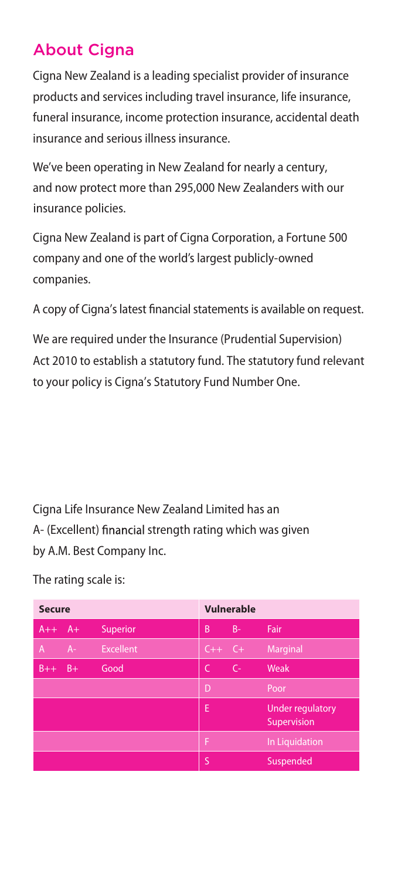## About Cigna

Cigna New Zealand is a leading specialist provider of insurance products and services including travel insurance, life insurance, funeral insurance, income protection insurance, accidental death insurance and serious illness insurance.

We've been operating in New Zealand for nearly a century, and now protect more than 295,000 New Zealanders with our insurance policies.

Cigna New Zealand is part of Cigna Corporation, a Fortune 500 company and one of the world's largest publicly-owned companies.

A copy of Cigna's latest financial statements is available on request.

We are required under the Insurance (Prudential Supervision) Act 2010 to establish a statutory fund. The statutory fund relevant to your policy is Cigna's Statutory Fund Number One.

Cigna Life Insurance New Zealand Limited has an A- (Excellent) financial strength rating which was given by A.M. Best Company Inc.

The rating scale is:

| **Secure** | | | **Vulnerable** | | |
|---|---|---|---|---|---|
| A++ | A+ | Superior | B | B- | Fair |
| A | A- | Excellent | C++ | C+ | Marginal |
| B++ | B+ | Good | C | C- | Weak |
| | | | D | | Poor |
| | | | E | | Under regulatory Supervision |
| | | | F | | In Liquidation |
| | | | S | | Suspended |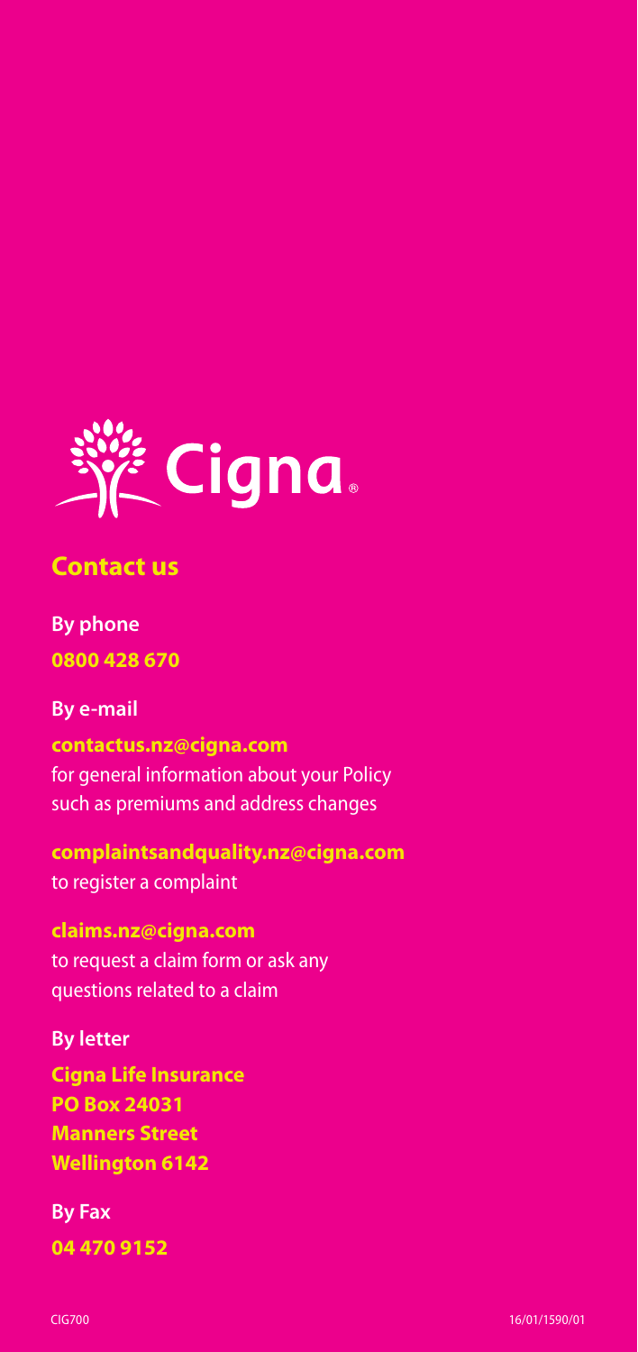Cigna

## Contact us

**By phone**

**0800 428 670**

**By e-mail**

**contactus.nz@cigna.com**
for general information about your Policy such as premiums and address changes

**complaintsandquality.nz@cigna.com**
to register a complaint

**claims.nz@cigna.com**
to request a claim form or ask any questions related to a claim

**By letter**

**Cigna Life Insurance**
**PO Box 24031**
**Manners Street**
**Wellington 6142**

**By Fax**

**04 470 9152**

CIG700 16/01/1590/01